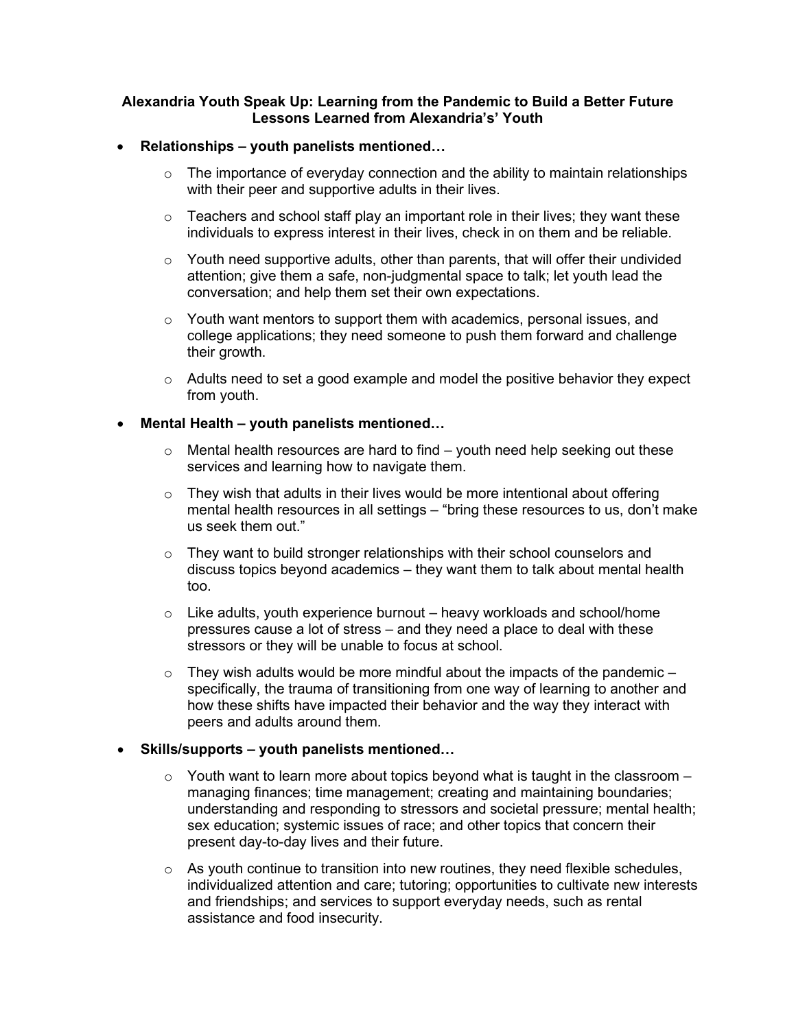# Alexandria Youth Speak Up: Learning from the Pandemic to Build a Better Future
## Lessons Learned from Alexandria's' Youth

- **Relationships – youth panelists mentioned…**
  - The importance of everyday connection and the ability to maintain relationships with their peer and supportive adults in their lives.
  - Teachers and school staff play an important role in their lives; they want these individuals to express interest in their lives, check in on them and be reliable.
  - Youth need supportive adults, other than parents, that will offer their undivided attention; give them a safe, non-judgmental space to talk; let youth lead the conversation; and help them set their own expectations.
  - Youth want mentors to support them with academics, personal issues, and college applications; they need someone to push them forward and challenge their growth.
  - Adults need to set a good example and model the positive behavior they expect from youth.

- **Mental Health – youth panelists mentioned…**
  - Mental health resources are hard to find – youth need help seeking out these services and learning how to navigate them.
  - They wish that adults in their lives would be more intentional about offering mental health resources in all settings – "bring these resources to us, don't make us seek them out."
  - They want to build stronger relationships with their school counselors and discuss topics beyond academics – they want them to talk about mental health too.
  - Like adults, youth experience burnout – heavy workloads and school/home pressures cause a lot of stress – and they need a place to deal with these stressors or they will be unable to focus at school.
  - They wish adults would be more mindful about the impacts of the pandemic – specifically, the trauma of transitioning from one way of learning to another and how these shifts have impacted their behavior and the way they interact with peers and adults around them.

- **Skills/supports – youth panelists mentioned…**
  - Youth want to learn more about topics beyond what is taught in the classroom – managing finances; time management; creating and maintaining boundaries; understanding and responding to stressors and societal pressure; mental health; sex education; systemic issues of race; and other topics that concern their present day-to-day lives and their future.
  - As youth continue to transition into new routines, they need flexible schedules, individualized attention and care; tutoring; opportunities to cultivate new interests and friendships; and services to support everyday needs, such as rental assistance and food insecurity.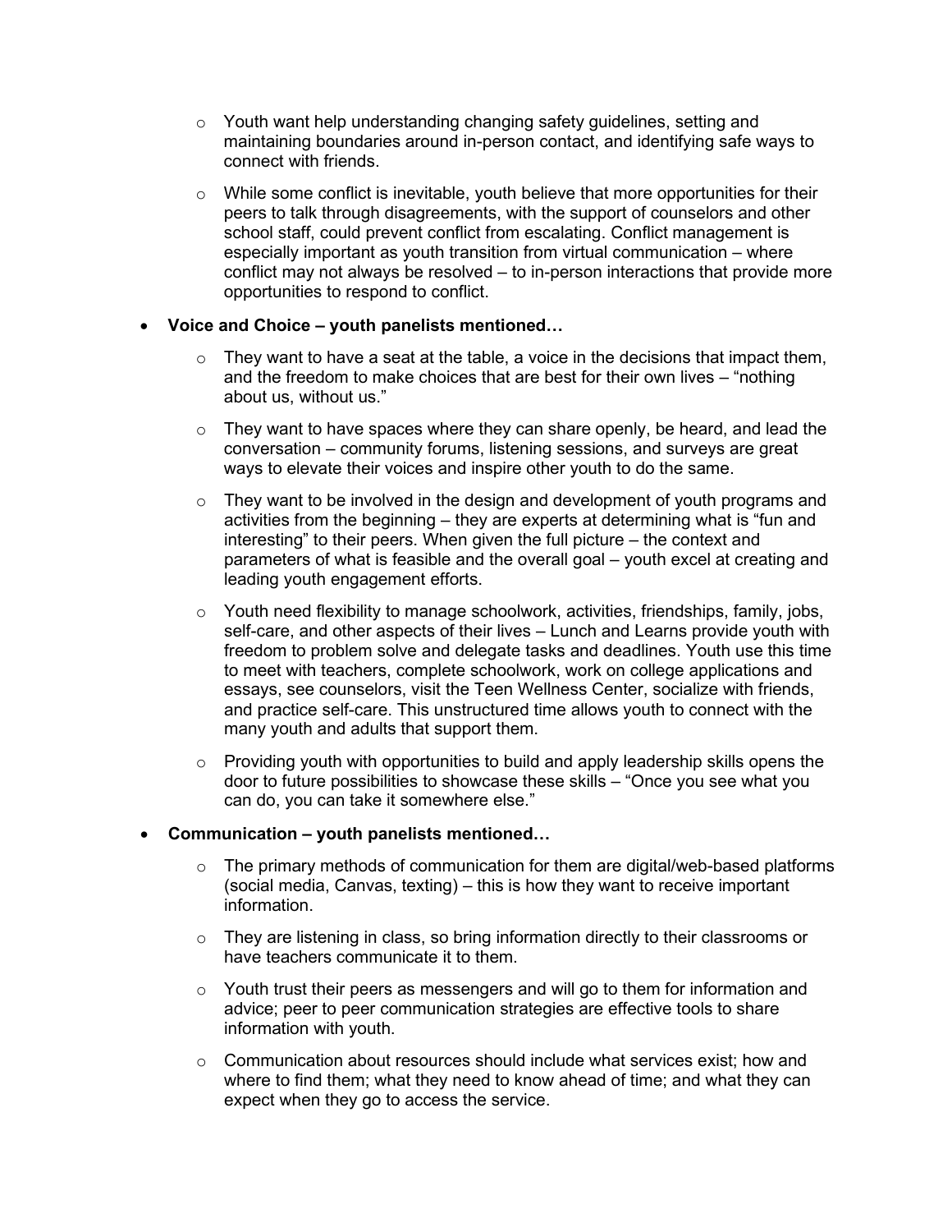- Youth want help understanding changing safety guidelines, setting and maintaining boundaries around in-person contact, and identifying safe ways to connect with friends.
  - While some conflict is inevitable, youth believe that more opportunities for their peers to talk through disagreements, with the support of counselors and other school staff, could prevent conflict from escalating. Conflict management is especially important as youth transition from virtual communication – where conflict may not always be resolved – to in-person interactions that provide more opportunities to respond to conflict.

- **Voice and Choice – youth panelists mentioned…**
  - They want to have a seat at the table, a voice in the decisions that impact them, and the freedom to make choices that are best for their own lives – "nothing about us, without us."
  - They want to have spaces where they can share openly, be heard, and lead the conversation – community forums, listening sessions, and surveys are great ways to elevate their voices and inspire other youth to do the same.
  - They want to be involved in the design and development of youth programs and activities from the beginning – they are experts at determining what is "fun and interesting" to their peers. When given the full picture – the context and parameters of what is feasible and the overall goal – youth excel at creating and leading youth engagement efforts.
  - Youth need flexibility to manage schoolwork, activities, friendships, family, jobs, self-care, and other aspects of their lives – Lunch and Learns provide youth with freedom to problem solve and delegate tasks and deadlines. Youth use this time to meet with teachers, complete schoolwork, work on college applications and essays, see counselors, visit the Teen Wellness Center, socialize with friends, and practice self-care. This unstructured time allows youth to connect with the many youth and adults that support them.
  - Providing youth with opportunities to build and apply leadership skills opens the door to future possibilities to showcase these skills – "Once you see what you can do, you can take it somewhere else."

- **Communication – youth panelists mentioned…**
  - The primary methods of communication for them are digital/web-based platforms (social media, Canvas, texting) – this is how they want to receive important information.
  - They are listening in class, so bring information directly to their classrooms or have teachers communicate it to them.
  - Youth trust their peers as messengers and will go to them for information and advice; peer to peer communication strategies are effective tools to share information with youth.
  - Communication about resources should include what services exist; how and where to find them; what they need to know ahead of time; and what they can expect when they go to access the service.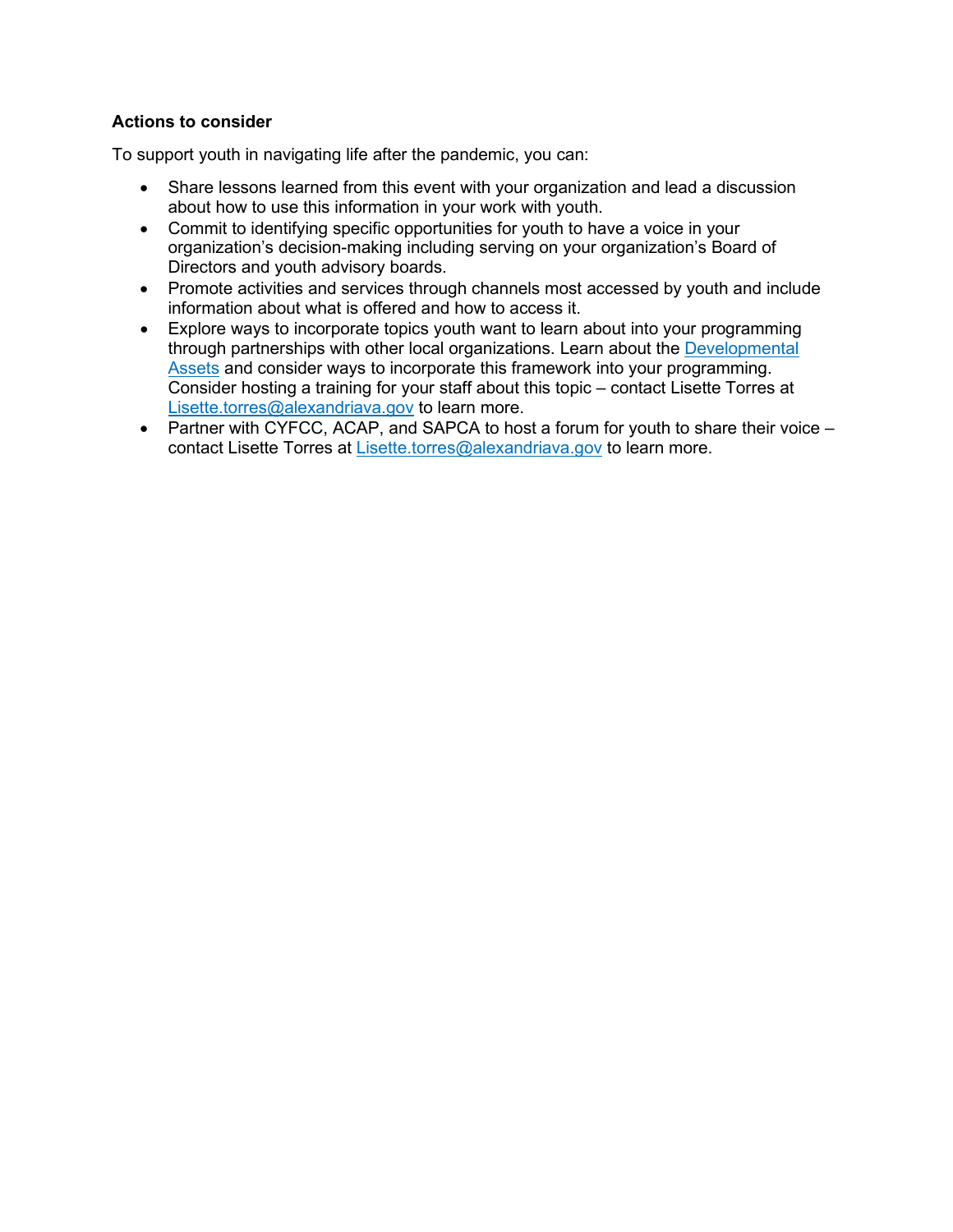**Actions to consider**

To support youth in navigating life after the pandemic, you can:

- Share lessons learned from this event with your organization and lead a discussion about how to use this information in your work with youth.
- Commit to identifying specific opportunities for youth to have a voice in your organization's decision-making including serving on your organization's Board of Directors and youth advisory boards.
- Promote activities and services through channels most accessed by youth and include information about what is offered and how to access it.
- Explore ways to incorporate topics youth want to learn about into your programming through partnerships with other local organizations. Learn about the Developmental Assets and consider ways to incorporate this framework into your programming. Consider hosting a training for your staff about this topic – contact Lisette Torres at Lisette.torres@alexandriava.gov to learn more.
- Partner with CYFCC, ACAP, and SAPCA to host a forum for youth to share their voice – contact Lisette Torres at Lisette.torres@alexandriava.gov to learn more.